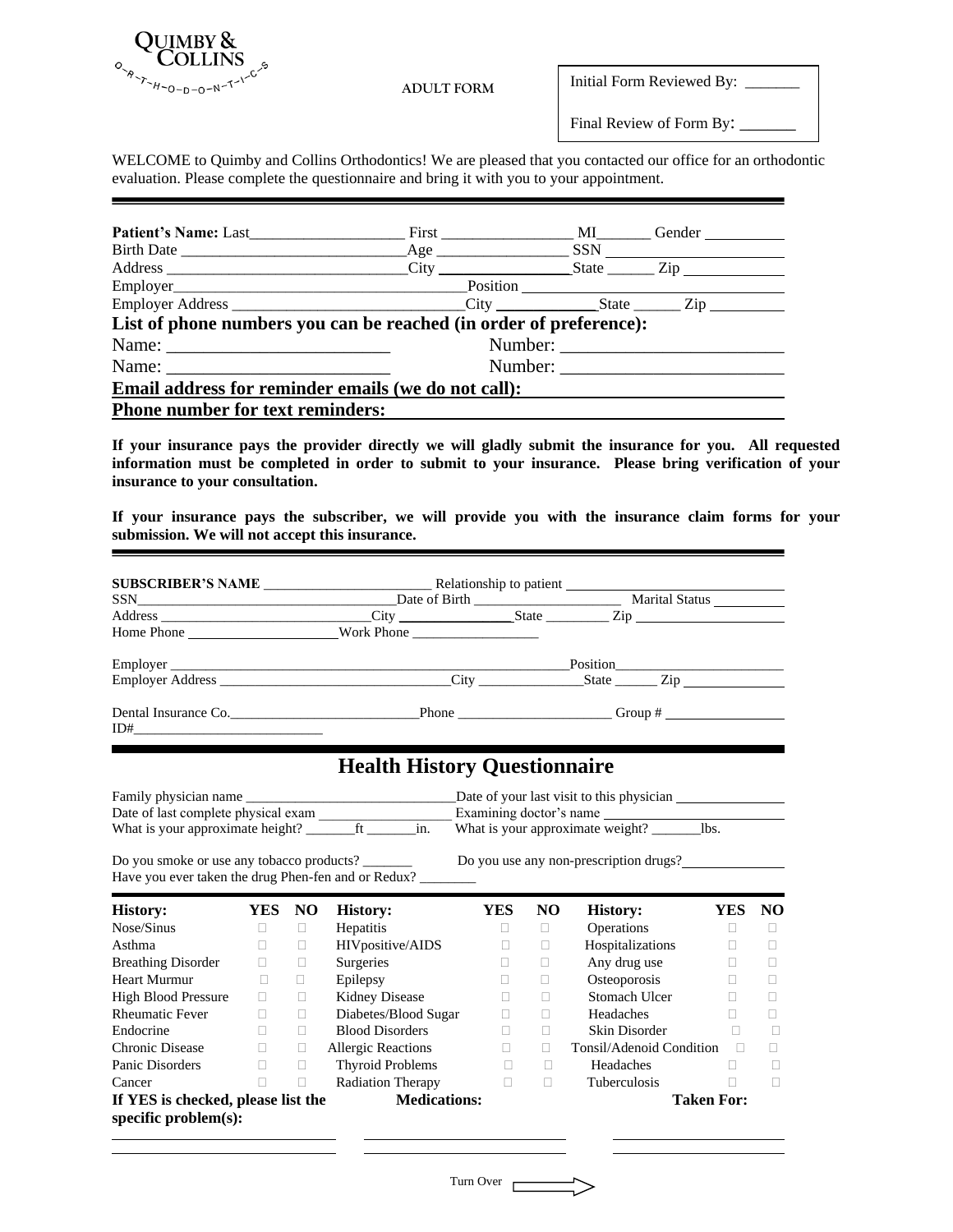QUIMBY & COLLINS ORTHODONTICS

ADULT FORM

Initial Form Reviewed By: _______

Final Review of Form By: _______

WELCOME to Quimby and Collins Orthodontics! We are pleased that you contacted our office for an orthodontic evaluation. Please complete the questionnaire and bring it with you to your appointment.

---

**Patient's Name:** Last____________________ First ________________ MI_______ Gender __________

Birth Date ____________________________Age ________________ SSN ____________________

Address _____________________________City _________________State ______ Zip ____________

Employer_____________________________________Position ___________________________________

Employer Address _____________________________City _____________State ______ Zip _________

**List of phone numbers you can be reached (in order of preference):**

Name: ________________________ Number: ________________________

Name: ________________________ Number: ________________________

**Email address for reminder emails (we do not call):** ____________________________

**Phone number for text reminders:** ____________________________

**If your insurance pays the provider directly we will gladly submit the insurance for you. All requested information must be completed in order to submit to your insurance. Please bring verification of your insurance to your consultation.**

**If your insurance pays the subscriber, we will provide you with the insurance claim forms for your submission. We will not accept this insurance.**

---

**SUBSCRIBER'S NAME** _______________________ Relationship to patient ____________________

SSN____________________________________Date of Birth _____________________ Marital Status __________

Address ______________________________City ________________State _________ Zip _____________________

Home Phone _____________________Work Phone __________________

Employer __________________________________________________________Position________________________

Employer Address ________________________________City _______________State ______ Zip ______________

Dental Insurance Co.___________________________Phone _____________________ Group # ________________

ID#___________________________

## Health History Questionnaire

Family physician name ______________________________Date of your last visit to this physician _______________

Date of last complete physical exam __________________ Examining doctor's name ________________________

What is your approximate height? _______ft _______in. What is your approximate weight? _______lbs.

Do you smoke or use any tobacco products? _______ Do you use any non-prescription drugs?______________

Have you ever taken the drug Phen-fen and or Redux? ________

| History: | YES | NO | History: | YES | NO | History: | YES | NO |
|---|---|---|---|---|---|---|---|---|
| Nose/Sinus | ☐ | ☐ | Hepatitis | ☐ | ☐ | Operations | ☐ | ☐ |
| Asthma | ☐ | ☐ | HIVpositive/AIDS | ☐ | ☐ | Hospitalizations | ☐ | ☐ |
| Breathing Disorder | ☐ | ☐ | Surgeries | ☐ | ☐ | Any drug use | ☐ | ☐ |
| Heart Murmur | ☐ | ☐ | Epilepsy | ☐ | ☐ | Osteoporosis | ☐ | ☐ |
| High Blood Pressure | ☐ | ☐ | Kidney Disease | ☐ | ☐ | Stomach Ulcer | ☐ | ☐ |
| Rheumatic Fever | ☐ | ☐ | Diabetes/Blood Sugar | ☐ | ☐ | Headaches | ☐ | ☐ |
| Endocrine | ☐ | ☐ | Blood Disorders | ☐ | ☐ | Skin Disorder | ☐ | ☐ |
| Chronic Disease | ☐ | ☐ | Allergic Reactions | ☐ | ☐ | Tonsil/Adenoid Condition | ☐ | ☐ |
| Panic Disorders | ☐ | ☐ | Thyroid Problems | ☐ | ☐ | Headaches | ☐ | ☐ |
| Cancer | ☐ | ☐ | Radiation Therapy | ☐ | ☐ | Tuberculosis | ☐ | ☐ |

| **If YES is checked, please list the specific problem(s):** | **Medications:** | **Taken For:** |
|---|---|---|
| ______________________ | ______________________ | ______________________ |
| ______________________ | ______________________ | ______________________ |

Turn Over →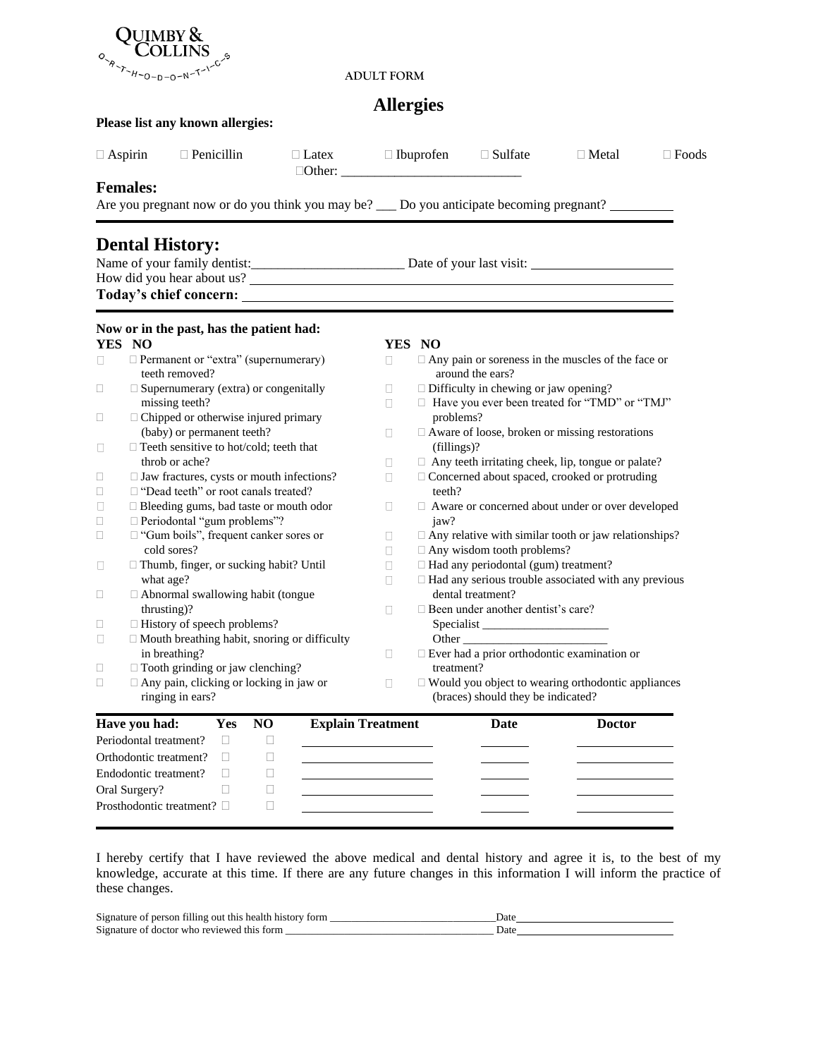QUIMBY & COLLINS
ORTHODONTICS

ADULT FORM

# Allergies

**Please list any known allergies:**

☐ Aspirin ☐ Penicillin ☐ Latex ☐ Ibuprofen ☐ Sulfate ☐ Metal ☐ Foods
☐Other: ___________________________

## Females:

Are you pregnant now or do you think you may be? ___ Do you anticipate becoming pregnant? _________

## Dental History:

Name of your family dentist:______________________ Date of your last visit: _____________________
How did you hear about us? _______________________________________________________________
**Today's chief concern:** _______________________________________________________________

**Now or in the past, has the patient had:**

| YES | NO | |
|---|---|---|
| ☐ | ☐ | Permanent or "extra" (supernumerary) teeth removed? |
| ☐ | ☐ | Supernumerary (extra) or congenitally missing teeth? |
| ☐ | ☐ | Chipped or otherwise injured primary (baby) or permanent teeth? |
| ☐ | ☐ | Teeth sensitive to hot/cold; teeth that throb or ache? |
| ☐ | ☐ | Jaw fractures, cysts or mouth infections? |
| ☐ | ☐ | "Dead teeth" or root canals treated? |
| ☐ | ☐ | Bleeding gums, bad taste or mouth odor |
| ☐ | ☐ | Periodontal "gum problems"? |
| ☐ | ☐ | "Gum boils", frequent canker sores or cold sores? |
| ☐ | ☐ | Thumb, finger, or sucking habit? Until what age? |
| ☐ | ☐ | Abnormal swallowing habit (tongue thrusting)? |
| ☐ | ☐ | History of speech problems? |
| ☐ | ☐ | Mouth breathing habit, snoring or difficulty in breathing? |
| ☐ | ☐ | Tooth grinding or jaw clenching? |
| ☐ | ☐ | Any pain, clicking or locking in jaw or ringing in ears? |
| ☐ | ☐ | Any pain or soreness in the muscles of the face or around the ears? |
| ☐ | ☐ | Difficulty in chewing or jaw opening? |
| ☐ | ☐ | Have you ever been treated for "TMD" or "TMJ" problems? |
| ☐ | ☐ | Aware of loose, broken or missing restorations (fillings)? |
| ☐ | ☐ | Any teeth irritating cheek, lip, tongue or palate? |
| ☐ | ☐ | Concerned about spaced, crooked or protruding teeth? |
| ☐ | ☐ | Aware or concerned about under or over developed jaw? |
| ☐ | ☐ | Any relative with similar tooth or jaw relationships? |
| ☐ | ☐ | Any wisdom tooth problems? |
| ☐ | ☐ | Had any periodontal (gum) treatment? |
| ☐ | ☐ | Had any serious trouble associated with any previous dental treatment? |
| ☐ | ☐ | Been under another dentist's care? Specialist ____________________ Other ________________________ |
| ☐ | ☐ | Ever had a prior orthodontic examination or treatment? |
| ☐ | ☐ | Would you object to wearing orthodontic appliances (braces) should they be indicated? |

| Have you had: | Yes | NO | Explain Treatment | Date | Doctor |
|---|---|---|---|---|---|
| Periodontal treatment? | ☐ | ☐ | | | |
| Orthodontic treatment? | ☐ | ☐ | | | |
| Endodontic treatment? | ☐ | ☐ | | | |
| Oral Surgery? | ☐ | ☐ | | | |
| Prosthodontic treatment? | ☐ | ☐ | | | |

I hereby certify that I have reviewed the above medical and dental history and agree it is, to the best of my knowledge, accurate at this time. If there are any future changes in this information I will inform the practice of these changes.

Signature of person filling out this health history form ______________________________Date____________________________
Signature of doctor who reviewed this form _____________________________________ Date____________________________